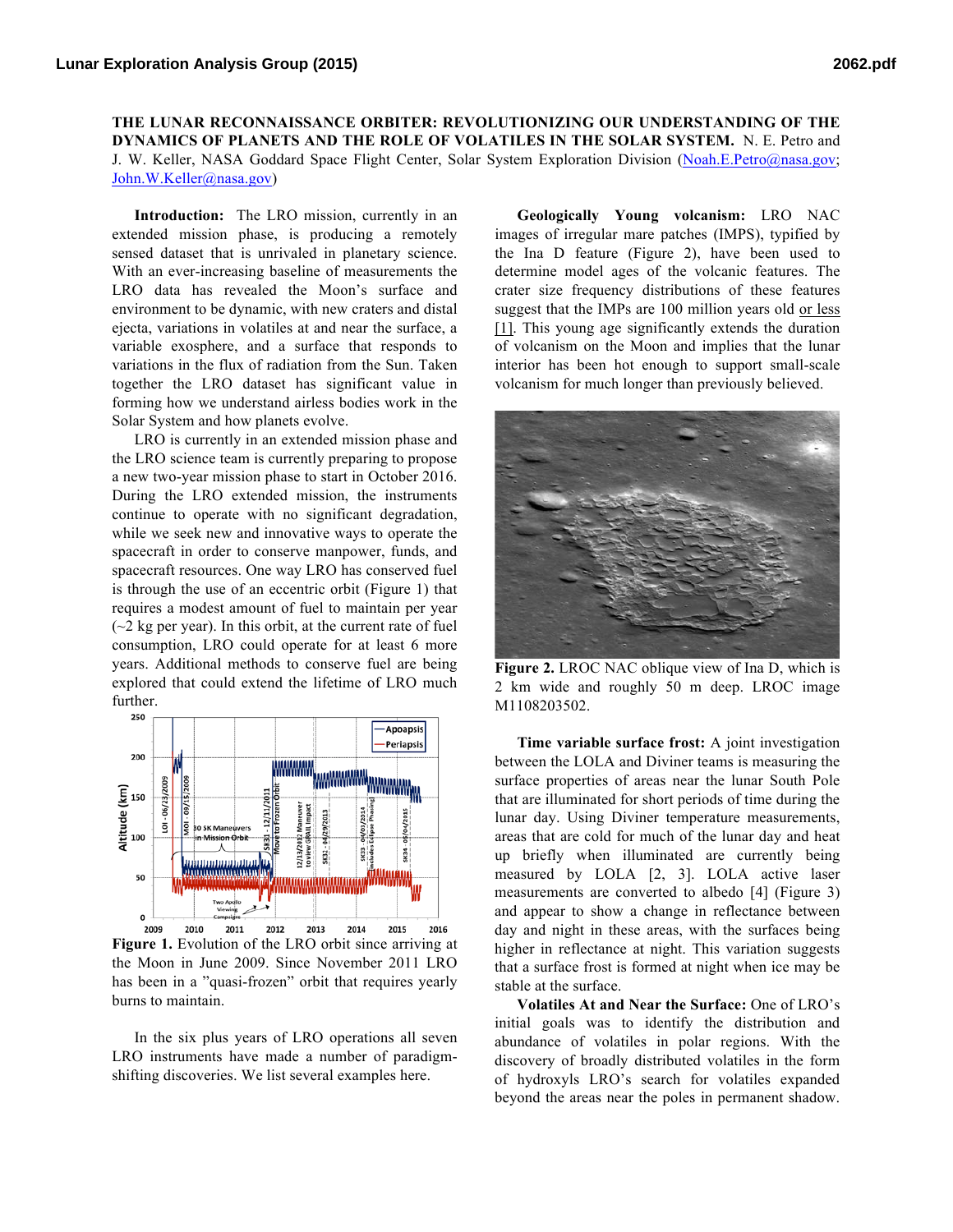**THE LUNAR RECONNAISSANCE ORBITER: REVOLUTIONIZING OUR UNDERSTANDING OF THE DYNAMICS OF PLANETS AND THE ROLE OF VOLATILES IN THE SOLAR SYSTEM.** N. E. Petro and J. W. Keller, NASA Goddard Space Flight Center, Solar System Exploration Division (Noah.E.Petro@nasa.gov; John.W.Keller@nasa.gov)

**Introduction:** The LRO mission, currently in an extended mission phase, is producing a remotely sensed dataset that is unrivaled in planetary science. With an ever-increasing baseline of measurements the LRO data has revealed the Moon's surface and environment to be dynamic, with new craters and distal ejecta, variations in volatiles at and near the surface, a variable exosphere, and a surface that responds to variations in the flux of radiation from the Sun. Taken together the LRO dataset has significant value in forming how we understand airless bodies work in the Solar System and how planets evolve.

LRO is currently in an extended mission phase and the LRO science team is currently preparing to propose a new two-year mission phase to start in October 2016. During the LRO extended mission, the instruments continue to operate with no significant degradation, while we seek new and innovative ways to operate the spacecraft in order to conserve manpower, funds, and spacecraft resources. One way LRO has conserved fuel is through the use of an eccentric orbit (Figure 1) that requires a modest amount of fuel to maintain per year (~2 kg per year). In this orbit, at the current rate of fuel consumption, LRO could operate for at least 6 more years. Additional methods to conserve fuel are being explored that could extend the lifetime of LRO much further.

**Figure 1.** Evolution of the LRO orbit since arriving at the Moon in June 2009. Since November 2011 LRO has been in a "quasi-frozen" orbit that requires yearly burns to maintain.

In the six plus years of LRO operations all seven LRO instruments have made a number of paradigm-shifting discoveries. We list several examples here.

**Geologically Young volcanism:** LRO NAC images of irregular mare patches (IMPS), typified by the Ina D feature (Figure 2), have been used to determine model ages of the volcanic features. The crater size frequency distributions of these features suggest that the IMPs are 100 million years old or less [1]. This young age significantly extends the duration of volcanism on the Moon and implies that the lunar interior has been hot enough to support small-scale volcanism for much longer than previously believed.

**Figure 2.** LROC NAC oblique view of Ina D, which is 2 km wide and roughly 50 m deep. LROC image M1108203502.

**Time variable surface frost:** A joint investigation between the LOLA and Diviner teams is measuring the surface properties of areas near the lunar South Pole that are illuminated for short periods of time during the lunar day. Using Diviner temperature measurements, areas that are cold for much of the lunar day and heat up briefly when illuminated are currently being measured by LOLA [2, 3]. LOLA active laser measurements are converted to albedo [4] (Figure 3) and appear to show a change in reflectance between day and night in these areas, with the surfaces being higher in reflectance at night. This variation suggests that a surface frost is formed at night when ice may be stable at the surface.

**Volatiles At and Near the Surface:** One of LRO's initial goals was to identify the distribution and abundance of volatiles in polar regions. With the discovery of broadly distributed volatiles in the form of hydroxyls LRO's search for volatiles expanded beyond the areas near the poles in permanent shadow.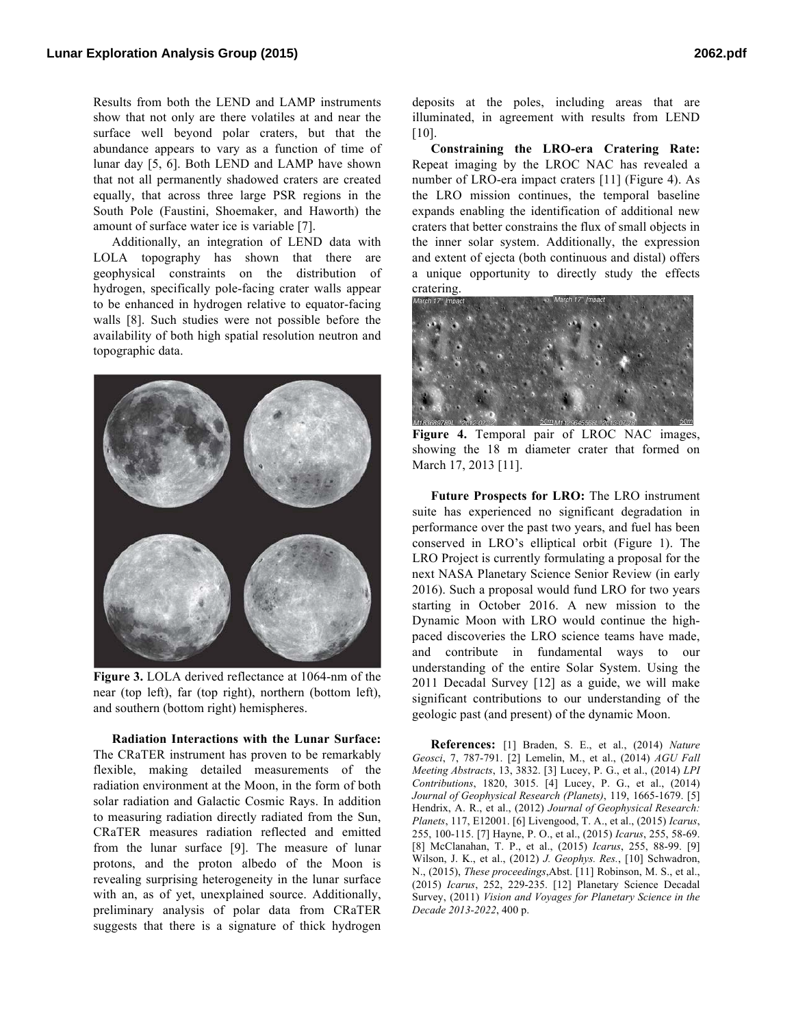Results from both the LEND and LAMP instruments show that not only are there volatiles at and near the surface well beyond polar craters, but that the abundance appears to vary as a function of time of lunar day [5, 6]. Both LEND and LAMP have shown that not all permanently shadowed craters are created equally, that across three large PSR regions in the South Pole (Faustini, Shoemaker, and Haworth) the amount of surface water ice is variable [7].

Additionally, an integration of LEND data with LOLA topography has shown that there are geophysical constraints on the distribution of hydrogen, specifically pole-facing crater walls appear to be enhanced in hydrogen relative to equator-facing walls [8]. Such studies were not possible before the availability of both high spatial resolution neutron and topographic data.

**Figure 3.** LOLA derived reflectance at 1064-nm of the near (top left), far (top right), northern (bottom left), and southern (bottom right) hemispheres.

**Radiation Interactions with the Lunar Surface:** The CRaTER instrument has proven to be remarkably flexible, making detailed measurements of the radiation environment at the Moon, in the form of both solar radiation and Galactic Cosmic Rays. In addition to measuring radiation directly radiated from the Sun, CRaTER measures radiation reflected and emitted from the lunar surface [9]. The measure of lunar protons, and the proton albedo of the Moon is revealing surprising heterogeneity in the lunar surface with an, as of yet, unexplained source. Additionally, preliminary analysis of polar data from CRaTER suggests that there is a signature of thick hydrogen deposits at the poles, including areas that are illuminated, in agreement with results from LEND [10].

**Constraining the LRO-era Cratering Rate:** Repeat imaging by the LROC NAC has revealed a number of LRO-era impact craters [11] (Figure 4). As the LRO mission continues, the temporal baseline expands enabling the identification of additional new craters that better constrains the flux of small objects in the inner solar system. Additionally, the expression and extent of ejecta (both continuous and distal) offers a unique opportunity to directly study the effects cratering.

March 17th Impact
March 17th Impact
M183689769L 2012-02-12
50m
M1129645566L 2013-07-28
50m

**Figure 4.** Temporal pair of LROC NAC images, showing the 18 m diameter crater that formed on March 17, 2013 [11].

**Future Prospects for LRO:** The LRO instrument suite has experienced no significant degradation in performance over the past two years, and fuel has been conserved in LRO's elliptical orbit (Figure 1). The LRO Project is currently formulating a proposal for the next NASA Planetary Science Senior Review (in early 2016). Such a proposal would fund LRO for two years starting in October 2016. A new mission to the Dynamic Moon with LRO would continue the high-paced discoveries the LRO science teams have made, and contribute in fundamental ways to our understanding of the entire Solar System. Using the 2011 Decadal Survey [12] as a guide, we will make significant contributions to our understanding of the geologic past (and present) of the dynamic Moon.

**References:** [1] Braden, S. E., et al., (2014) *Nature Geosci*, 7, 787-791. [2] Lemelin, M., et al., (2014) *AGU Fall Meeting Abstracts*, 13, 3832. [3] Lucey, P. G., et al., (2014) *LPI Contributions*, 1820, 3015. [4] Lucey, P. G., et al., (2014) *Journal of Geophysical Research (Planets)*, 119, 1665-1679. [5] Hendrix, A. R., et al., (2012) *Journal of Geophysical Research: Planets*, 117, E12001. [6] Livengood, T. A., et al., (2015) *Icarus*, 255, 100-115. [7] Hayne, P. O., et al., (2015) *Icarus*, 255, 58-69. [8] McClanahan, T. P., et al., (2015) *Icarus*, 255, 88-99. [9] Wilson, J. K., et al., (2012) *J. Geophys. Res.*, [10] Schwadron, N., (2015), *These proceedings*, Abst. [11] Robinson, M. S., et al., (2015) *Icarus*, 252, 229-235. [12] Planetary Science Decadal Survey, (2011) *Vision and Voyages for Planetary Science in the Decade 2013-2022*, 400 p.